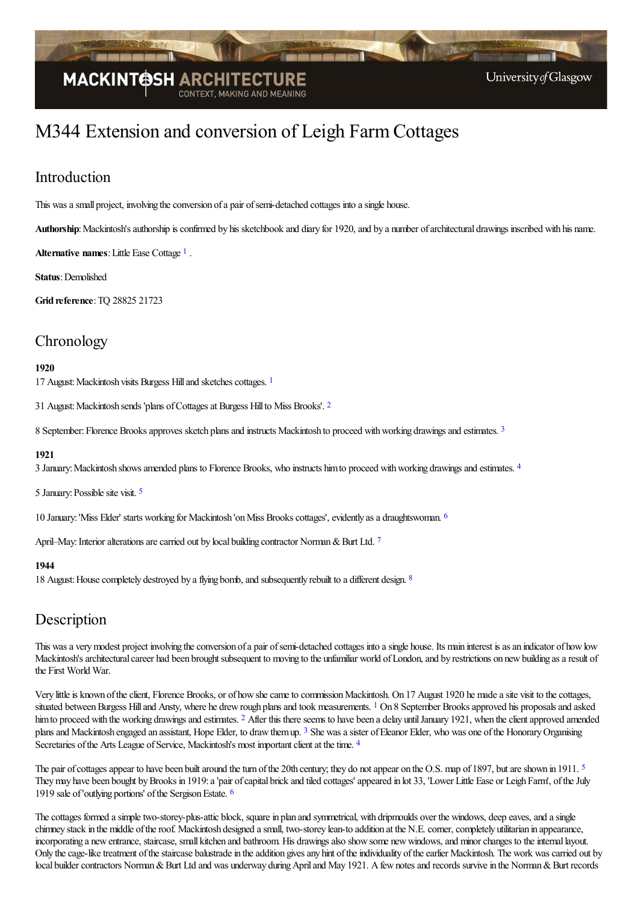# M344 Extension and conversion of Leigh Farm Cottages

## Introduction

This was a small project, involving the conversion of a pair of semi-detached cottages into a single house.

**Authorship**: Mackintosh's authorship is confirmed by his sketchbook and diary for 1920, and by a number of architectural drawings inscribed with his name.

**Alternative names**: Little Ease Cottage [1] .

**Status**: Demolished

**Grid reference**: TQ 28825 21723

## Chronology

**1920**

17 August: Mackintosh visits Burgess Hill and sketches cottages. [1]

31 August: Mackintosh sends 'plans of Cottages at Burgess Hill to Miss Brooks'. [2]

8 September: Florence Brooks approves sketch plans and instructs Mackintosh to proceed with working drawings and estimates. [3]

**1921**

3 January: Mackintosh shows amended plans to Florence Brooks, who instructs him to proceed with working drawings and estimates. [4]

5 January: Possible site visit. [5]

10 January: 'Miss Elder' starts working for Mackintosh 'on Miss Brooks cottages', evidently as a draughtswoman. [6]

April–May: Interior alterations are carried out by local building contractor Norman & Burt Ltd. [7]

**1944**

18 August: House completely destroyed by a flying bomb, and subsequently rebuilt to a different design. [8]

## Description

This was a very modest project involving the conversion of a pair of semi-detached cottages into a single house. Its main interest is as an indicator of how low Mackintosh's architectural career had been brought subsequent to moving to the unfamiliar world of London, and by restrictions on new building as a result of the First World War.

Very little is known of the client, Florence Brooks, or of how she came to commission Mackintosh. On 17 August 1920 he made a site visit to the cottages, situated between Burgess Hill and Ansty, where he drew rough plans and took measurements. [1] On 8 September Brooks approved his proposals and asked him to proceed with the working drawings and estimates. [2] After this there seems to have been a delay until January 1921, when the client approved amended plans and Mackintosh engaged an assistant, Hope Elder, to draw them up. [3] She was a sister of Eleanor Elder, who was one of the Honorary Organising Secretaries of the Arts League of Service, Mackintosh's most important client at the time. [4]

The pair of cottages appear to have been built around the turn of the 20th century; they do not appear on the O.S. map of 1897, but are shown in 1911. [5] They may have been bought by Brooks in 1919: a 'pair of capital brick and tiled cottages' appeared in lot 33, 'Lower Little Ease or Leigh Farm', of the July 1919 sale of 'outlying portions' of the Sergison Estate. [6]

The cottages formed a simple two-storey-plus-attic block, square in plan and symmetrical, with dripmoulds over the windows, deep eaves, and a single chimney stack in the middle of the roof. Mackintosh designed a small, two-storey lean-to addition at the N.E. corner, completely utilitarian in appearance, incorporating a new entrance, staircase, small kitchen and bathroom. His drawings also show some new windows, and minor changes to the internal layout. Only the cage-like treatment of the staircase balustrade in the addition gives any hint of the individuality of the earlier Mackintosh. The work was carried out by local builder contractors Norman & Burt Ltd and was underway during April and May 1921. A few notes and records survive in the Norman & Burt records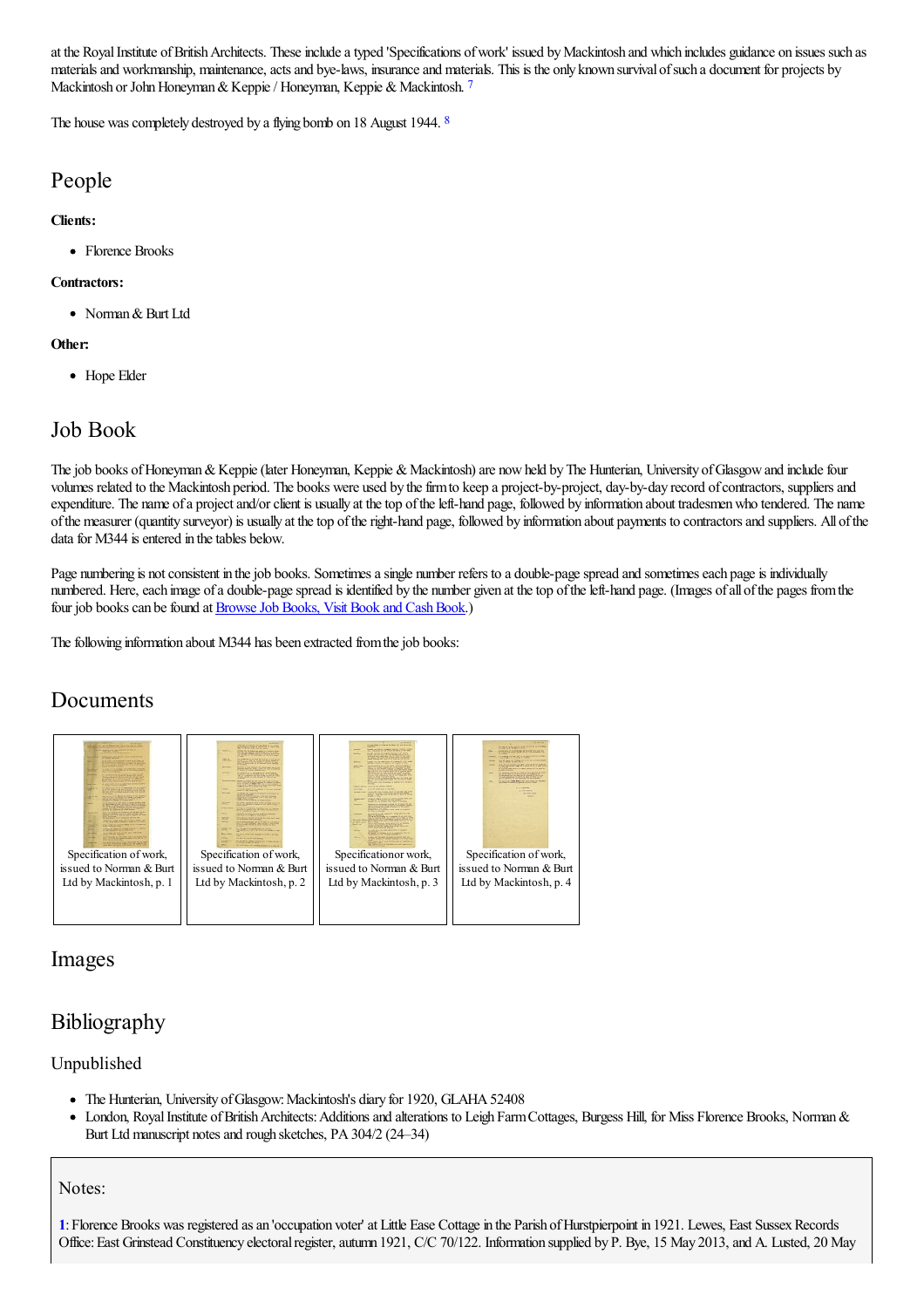at the Royal Institute of British Architects. These include a typed 'Specifications of work' issued by Mackintosh and which includes guidance on issues such as materials and workmanship, maintenance, acts and bye-laws, insurance and materials. This is the only known survival of such a document for projects by Mackintosh or John Honeyman & Keppie / Honeyman, Keppie & Mackintosh. [7]

The house was completely destroyed by a flying bomb on 18 August 1944. [8]

## People

**Clients:**

- Florence Brooks

**Contractors:**

- Norman & Burt Ltd

**Other:**

- Hope Elder

## Job Book

The job books of Honeyman & Keppie (later Honeyman, Keppie & Mackintosh) are now held by The Hunterian, University of Glasgow and include four volumes related to the Mackintosh period. The books were used by the firm to keep a project-by-project, day-by-day record of contractors, suppliers and expenditure. The name of a project and/or client is usually at the top of the left-hand page, followed by information about tradesmen who tendered. The name of the measurer (quantity surveyor) is usually at the top of the right-hand page, followed by information about payments to contractors and suppliers. All of the data for M344 is entered in the tables below.

Page numbering is not consistent in the job books. Sometimes a single number refers to a double-page spread and sometimes each page is individually numbered. Here, each image of a double-page spread is identified by the number given at the top of the left-hand page. (Images of all of the pages from the four job books can be found at Browse Job Books, Visit Book and Cash Book.)

The following information about M344 has been extracted from the job books:

## Documents

Specification of work, issued to Norman & Burt Ltd by Mackintosh, p. 1

Specification of work, issued to Norman & Burt Ltd by Mackintosh, p. 2

Specificationor work, issued to Norman & Burt Ltd by Mackintosh, p. 3

Specification of work, issued to Norman & Burt Ltd by Mackintosh, p. 4

## Images

## Bibliography

### Unpublished

- The Hunterian, University of Glasgow: Mackintosh's diary for 1920, GLAHA 52408
- London, Royal Institute of British Architects: Additions and alterations to Leigh Farm Cottages, Burgess Hill, for Miss Florence Brooks, Norman & Burt Ltd manuscript notes and rough sketches, PA 304/2 (24–34)

### Notes:

1: Florence Brooks was registered as an 'occupation voter' at Little Ease Cottage in the Parish of Hurstpierpoint in 1921. Lewes, East Sussex Records Office: East Grinstead Constituency electoral register, autumn 1921, C/C 70/122. Information supplied by P. Bye, 15 May 2013, and A. Lusted, 20 May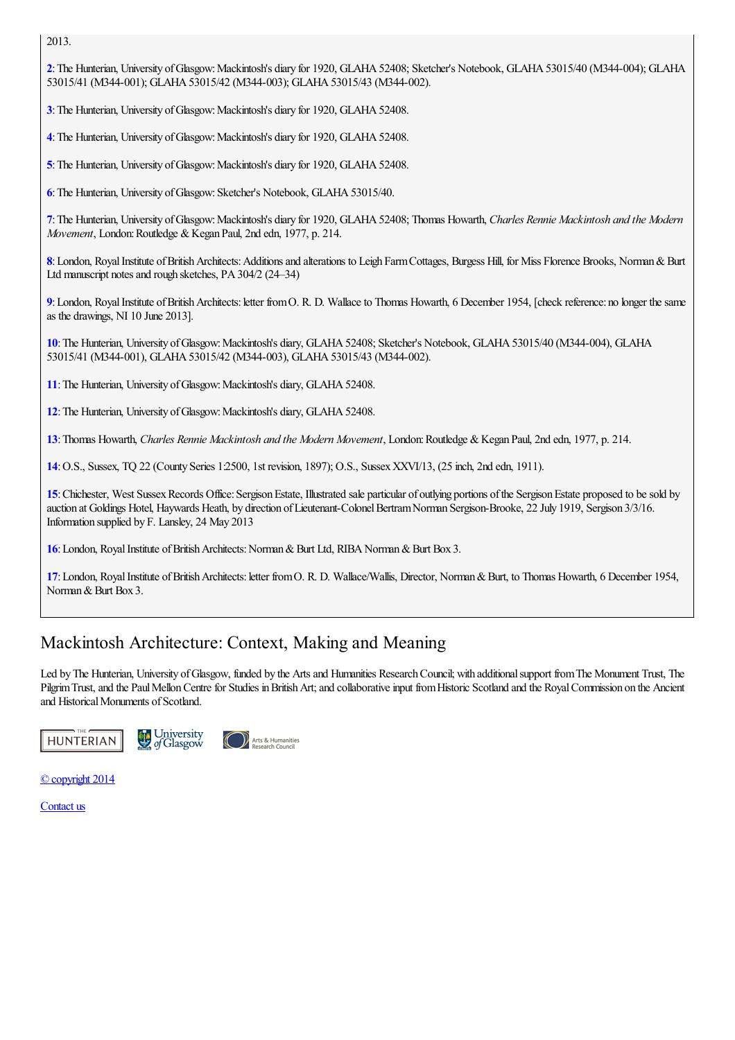2013.

**2**: The Hunterian, University of Glasgow: Mackintosh's diary for 1920, GLAHA 52408; Sketcher's Notebook, GLAHA 53015/40 (M344-004); GLAHA 53015/41 (M344-001); GLAHA 53015/42 (M344-003); GLAHA 53015/43 (M344-002).

**3**: The Hunterian, University of Glasgow: Mackintosh's diary for 1920, GLAHA 52408.

**4**: The Hunterian, University of Glasgow: Mackintosh's diary for 1920, GLAHA 52408.

**5**: The Hunterian, University of Glasgow: Mackintosh's diary for 1920, GLAHA 52408.

**6**: The Hunterian, University of Glasgow: Sketcher's Notebook, GLAHA 53015/40.

**7**: The Hunterian, University of Glasgow: Mackintosh's diary for 1920, GLAHA 52408; Thomas Howarth, *Charles Rennie Mackintosh and the Modern Movement*, London: Routledge & Kegan Paul, 2nd edn, 1977, p. 214.

**8**: London, Royal Institute of British Architects: Additions and alterations to Leigh Farm Cottages, Burgess Hill, for Miss Florence Brooks, Norman & Burt Ltd manuscript notes and rough sketches, PA 304/2 (24–34)

**9**: London, Royal Institute of British Architects: letter from O. R. D. Wallace to Thomas Howarth, 6 December 1954, [check reference: no longer the same as the drawings, NI 10 June 2013].

**10**: The Hunterian, University of Glasgow: Mackintosh's diary, GLAHA 52408; Sketcher's Notebook, GLAHA 53015/40 (M344-004), GLAHA 53015/41 (M344-001), GLAHA 53015/42 (M344-003), GLAHA 53015/43 (M344-002).

**11**: The Hunterian, University of Glasgow: Mackintosh's diary, GLAHA 52408.

**12**: The Hunterian, University of Glasgow: Mackintosh's diary, GLAHA 52408.

**13**: Thomas Howarth, *Charles Rennie Mackintosh and the Modern Movement*, London: Routledge & Kegan Paul, 2nd edn, 1977, p. 214.

**14**: O.S., Sussex, TQ 22 (County Series 1:2500, 1st revision, 1897); O.S., Sussex XXVI/13, (25 inch, 2nd edn, 1911).

**15**: Chichester, West Sussex Records Office: Sergison Estate, Illustrated sale particular of outlying portions of the Sergison Estate proposed to be sold by auction at Goldings Hotel, Haywards Heath, by direction of Lieutenant-Colonel Bertram Norman Sergison-Brooke, 22 July 1919, Sergison 3/3/16. Information supplied by F. Lansley, 24 May 2013

**16**: London, Royal Institute of British Architects: Norman & Burt Ltd, RIBA Norman & Burt Box 3.

**17**: London, Royal Institute of British Architects: letter from O. R. D. Wallace/Wallis, Director, Norman & Burt, to Thomas Howarth, 6 December 1954, Norman & Burt Box 3.

## Mackintosh Architecture: Context, Making and Meaning

Led by The Hunterian, University of Glasgow, funded by the Arts and Humanities Research Council; with additional support from The Monument Trust, The Pilgrim Trust, and the Paul Mellon Centre for Studies in British Art; and collaborative input from Historic Scotland and the Royal Commission on the Ancient and Historical Monuments of Scotland.

© copyright 2014

Contact us